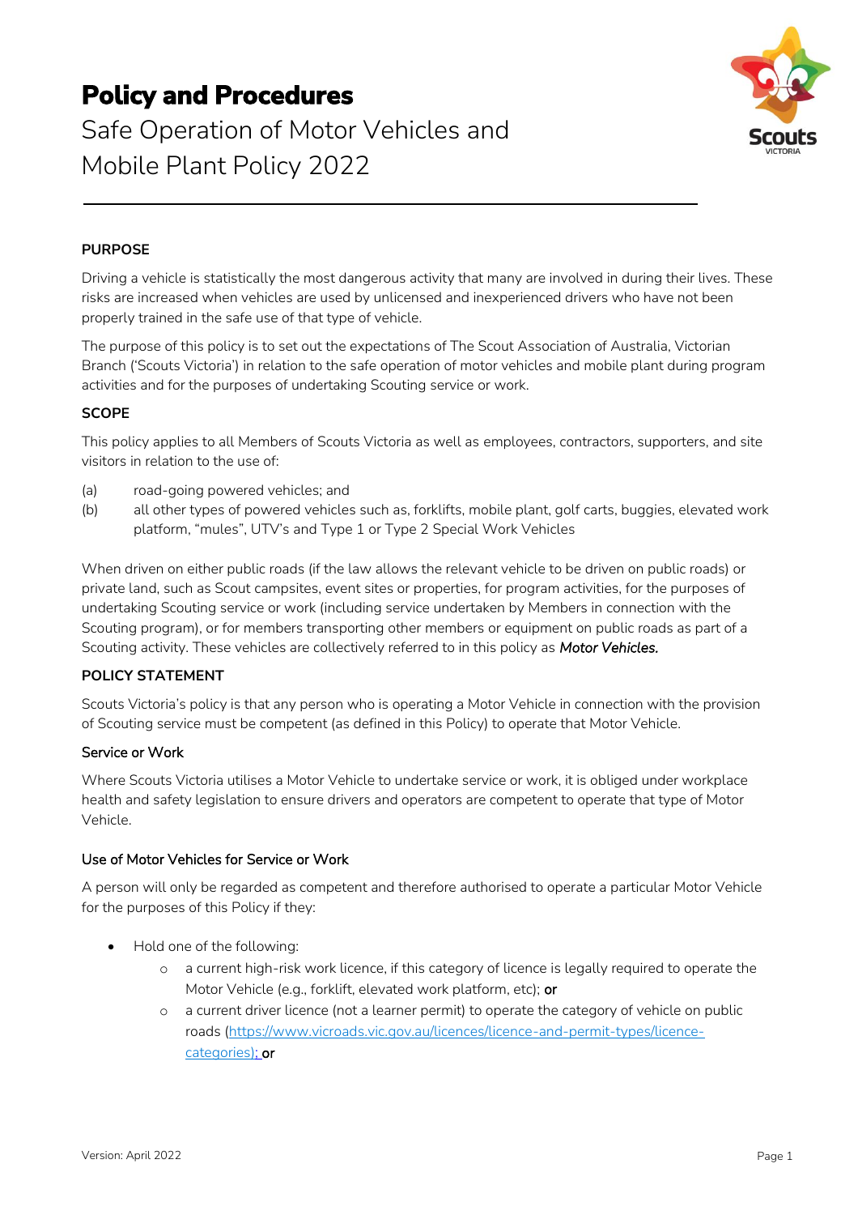# Policy and Procedures

Safe Operation of Motor Vehicles and Mobile Plant Policy 2022

---

### PURPOSE

Driving a vehicle is statistically the most dangerous activity that many are involved in during their lives. These risks are increased when vehicles are used by unlicensed and inexperienced drivers who have not been properly trained in the safe use of that type of vehicle.

The purpose of this policy is to set out the expectations of The Scout Association of Australia, Victorian Branch ('Scouts Victoria') in relation to the safe operation of motor vehicles and mobile plant during program activities and for the purposes of undertaking Scouting service or work.

### SCOPE

This policy applies to all Members of Scouts Victoria as well as employees, contractors, supporters, and site visitors in relation to the use of:

(a) road-going powered vehicles; and

(b) all other types of powered vehicles such as, forklifts, mobile plant, golf carts, buggies, elevated work platform, "mules", UTV's and Type 1 or Type 2 Special Work Vehicles

When driven on either public roads (if the law allows the relevant vehicle to be driven on public roads) or private land, such as Scout campsites, event sites or properties, for program activities, for the purposes of undertaking Scouting service or work (including service undertaken by Members in connection with the Scouting program), or for members transporting other members or equipment on public roads as part of a Scouting activity. These vehicles are collectively referred to in this policy as ***Motor Vehicles.***

### POLICY STATEMENT

Scouts Victoria's policy is that any person who is operating a Motor Vehicle in connection with the provision of Scouting service must be competent (as defined in this Policy) to operate that Motor Vehicle.

#### Service or Work

Where Scouts Victoria utilises a Motor Vehicle to undertake service or work, it is obliged under workplace health and safety legislation to ensure drivers and operators are competent to operate that type of Motor Vehicle.

#### Use of Motor Vehicles for Service or Work

A person will only be regarded as competent and therefore authorised to operate a particular Motor Vehicle for the purposes of this Policy if they:

- Hold one of the following:
  - a current high-risk work licence, if this category of licence is legally required to operate the Motor Vehicle (e.g., forklift, elevated work platform, etc); **or**
  - a current driver licence (not a learner permit) to operate the category of vehicle on public roads (https://www.vicroads.vic.gov.au/licences/licence-and-permit-types/licence-categories); **or**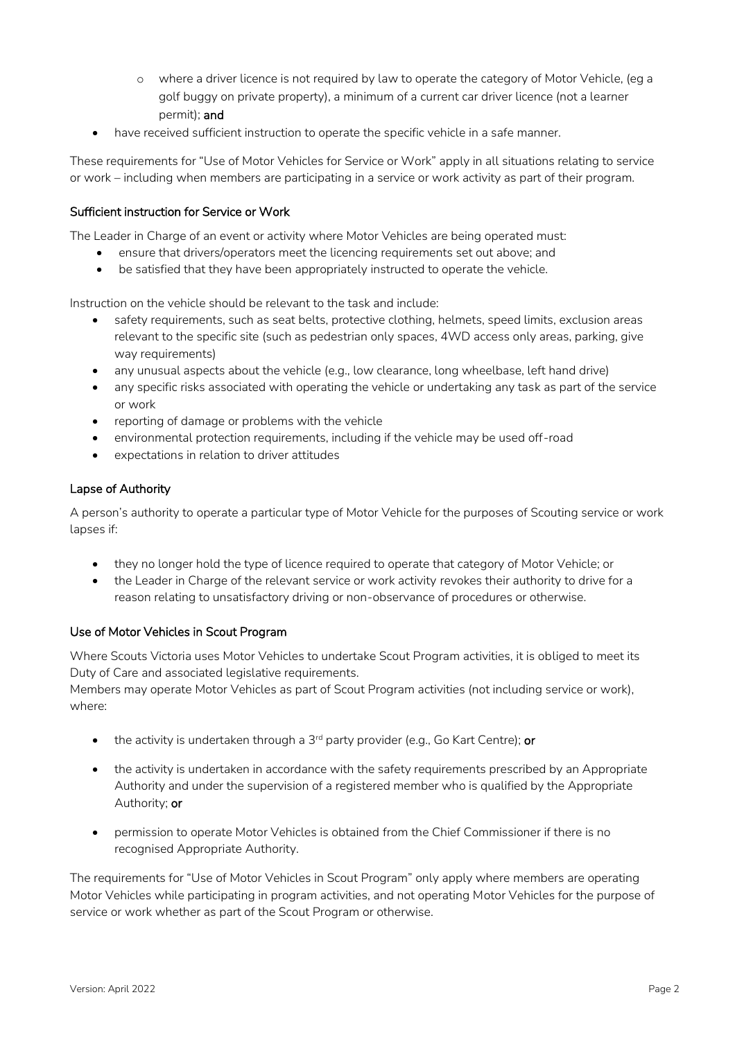- where a driver licence is not required by law to operate the category of Motor Vehicle, (eg a golf buggy on private property), a minimum of a current car driver licence (not a learner permit); **and**
- have received sufficient instruction to operate the specific vehicle in a safe manner.

These requirements for "Use of Motor Vehicles for Service or Work" apply in all situations relating to service or work – including when members are participating in a service or work activity as part of their program.

### Sufficient instruction for Service or Work

The Leader in Charge of an event or activity where Motor Vehicles are being operated must:

- ensure that drivers/operators meet the licencing requirements set out above; and
- be satisfied that they have been appropriately instructed to operate the vehicle.

Instruction on the vehicle should be relevant to the task and include:

- safety requirements, such as seat belts, protective clothing, helmets, speed limits, exclusion areas relevant to the specific site (such as pedestrian only spaces, 4WD access only areas, parking, give way requirements)
- any unusual aspects about the vehicle (e.g., low clearance, long wheelbase, left hand drive)
- any specific risks associated with operating the vehicle or undertaking any task as part of the service or work
- reporting of damage or problems with the vehicle
- environmental protection requirements, including if the vehicle may be used off-road
- expectations in relation to driver attitudes

### Lapse of Authority

A person's authority to operate a particular type of Motor Vehicle for the purposes of Scouting service or work lapses if:

- they no longer hold the type of licence required to operate that category of Motor Vehicle; or
- the Leader in Charge of the relevant service or work activity revokes their authority to drive for a reason relating to unsatisfactory driving or non-observance of procedures or otherwise.

### Use of Motor Vehicles in Scout Program

Where Scouts Victoria uses Motor Vehicles to undertake Scout Program activities, it is obliged to meet its Duty of Care and associated legislative requirements.

Members may operate Motor Vehicles as part of Scout Program activities (not including service or work), where:

- the activity is undertaken through a 3rd party provider (e.g., Go Kart Centre); **or**
- the activity is undertaken in accordance with the safety requirements prescribed by an Appropriate Authority and under the supervision of a registered member who is qualified by the Appropriate Authority; **or**
- permission to operate Motor Vehicles is obtained from the Chief Commissioner if there is no recognised Appropriate Authority.

The requirements for "Use of Motor Vehicles in Scout Program" only apply where members are operating Motor Vehicles while participating in program activities, and not operating Motor Vehicles for the purpose of service or work whether as part of the Scout Program or otherwise.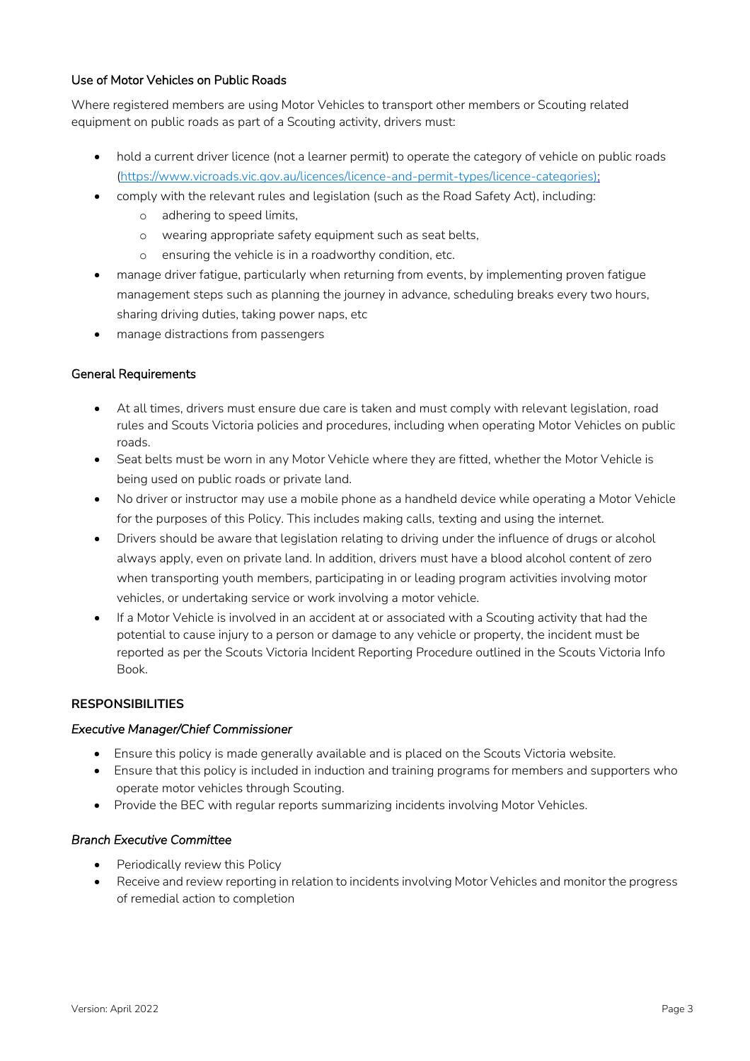### Use of Motor Vehicles on Public Roads

Where registered members are using Motor Vehicles to transport other members or Scouting related equipment on public roads as part of a Scouting activity, drivers must:

- hold a current driver licence (not a learner permit) to operate the category of vehicle on public roads (https://www.vicroads.vic.gov.au/licences/licence-and-permit-types/licence-categories);
- comply with the relevant rules and legislation (such as the Road Safety Act), including:
  - adhering to speed limits,
  - wearing appropriate safety equipment such as seat belts,
  - ensuring the vehicle is in a roadworthy condition, etc.
- manage driver fatigue, particularly when returning from events, by implementing proven fatigue management steps such as planning the journey in advance, scheduling breaks every two hours, sharing driving duties, taking power naps, etc
- manage distractions from passengers

### General Requirements

- At all times, drivers must ensure due care is taken and must comply with relevant legislation, road rules and Scouts Victoria policies and procedures, including when operating Motor Vehicles on public roads.
- Seat belts must be worn in any Motor Vehicle where they are fitted, whether the Motor Vehicle is being used on public roads or private land.
- No driver or instructor may use a mobile phone as a handheld device while operating a Motor Vehicle for the purposes of this Policy. This includes making calls, texting and using the internet.
- Drivers should be aware that legislation relating to driving under the influence of drugs or alcohol always apply, even on private land. In addition, drivers must have a blood alcohol content of zero when transporting youth members, participating in or leading program activities involving motor vehicles, or undertaking service or work involving a motor vehicle.
- If a Motor Vehicle is involved in an accident at or associated with a Scouting activity that had the potential to cause injury to a person or damage to any vehicle or property, the incident must be reported as per the Scouts Victoria Incident Reporting Procedure outlined in the Scouts Victoria Info Book.

## RESPONSIBILITIES

### *Executive Manager/Chief Commissioner*

- Ensure this policy is made generally available and is placed on the Scouts Victoria website.
- Ensure that this policy is included in induction and training programs for members and supporters who operate motor vehicles through Scouting.
- Provide the BEC with regular reports summarizing incidents involving Motor Vehicles.

### *Branch Executive Committee*

- Periodically review this Policy
- Receive and review reporting in relation to incidents involving Motor Vehicles and monitor the progress of remedial action to completion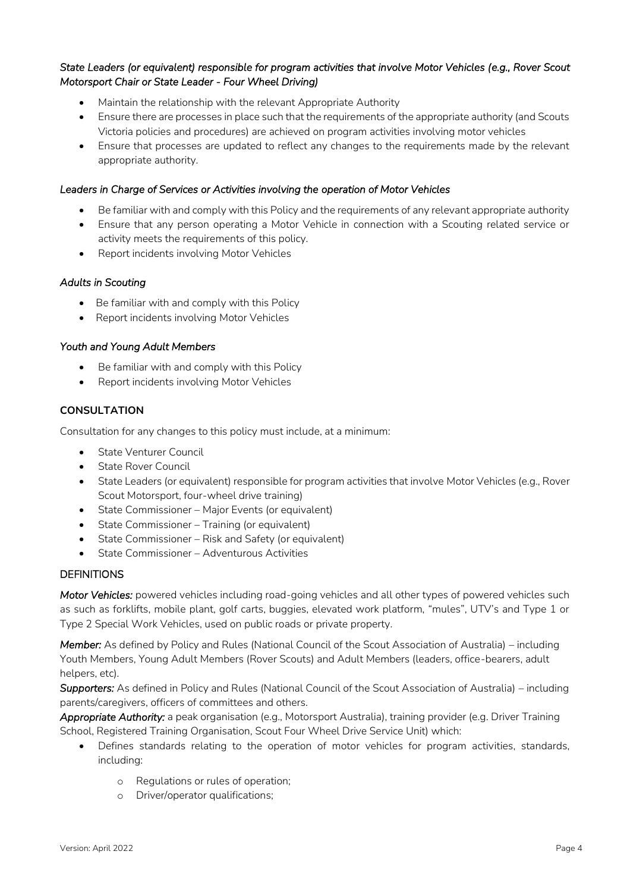*State Leaders (or equivalent) responsible for program activities that involve Motor Vehicles (e.g., Rover Scout Motorsport Chair or State Leader - Four Wheel Driving)*

- Maintain the relationship with the relevant Appropriate Authority
- Ensure there are processes in place such that the requirements of the appropriate authority (and Scouts Victoria policies and procedures) are achieved on program activities involving motor vehicles
- Ensure that processes are updated to reflect any changes to the requirements made by the relevant appropriate authority.

*Leaders in Charge of Services or Activities involving the operation of Motor Vehicles*

- Be familiar with and comply with this Policy and the requirements of any relevant appropriate authority
- Ensure that any person operating a Motor Vehicle in connection with a Scouting related service or activity meets the requirements of this policy.
- Report incidents involving Motor Vehicles

*Adults in Scouting*

- Be familiar with and comply with this Policy
- Report incidents involving Motor Vehicles

*Youth and Young Adult Members*

- Be familiar with and comply with this Policy
- Report incidents involving Motor Vehicles

**CONSULTATION**

Consultation for any changes to this policy must include, at a minimum:

- State Venturer Council
- State Rover Council
- State Leaders (or equivalent) responsible for program activities that involve Motor Vehicles (e.g., Rover Scout Motorsport, four-wheel drive training)
- State Commissioner – Major Events (or equivalent)
- State Commissioner – Training (or equivalent)
- State Commissioner – Risk and Safety (or equivalent)
- State Commissioner – Adventurous Activities

DEFINITIONS

***Motor Vehicles:*** powered vehicles including road-going vehicles and all other types of powered vehicles such as such as forklifts, mobile plant, golf carts, buggies, elevated work platform, "mules", UTV's and Type 1 or Type 2 Special Work Vehicles, used on public roads or private property.

***Member:*** As defined by Policy and Rules (National Council of the Scout Association of Australia) – including Youth Members, Young Adult Members (Rover Scouts) and Adult Members (leaders, office-bearers, adult helpers, etc).

***Supporters:*** As defined in Policy and Rules (National Council of the Scout Association of Australia) – including parents/caregivers, officers of committees and others.

***Appropriate Authority:*** a peak organisation (e.g., Motorsport Australia), training provider (e.g. Driver Training School, Registered Training Organisation, Scout Four Wheel Drive Service Unit) which:

- Defines standards relating to the operation of motor vehicles for program activities, standards, including:
  - Regulations or rules of operation;
  - Driver/operator qualifications;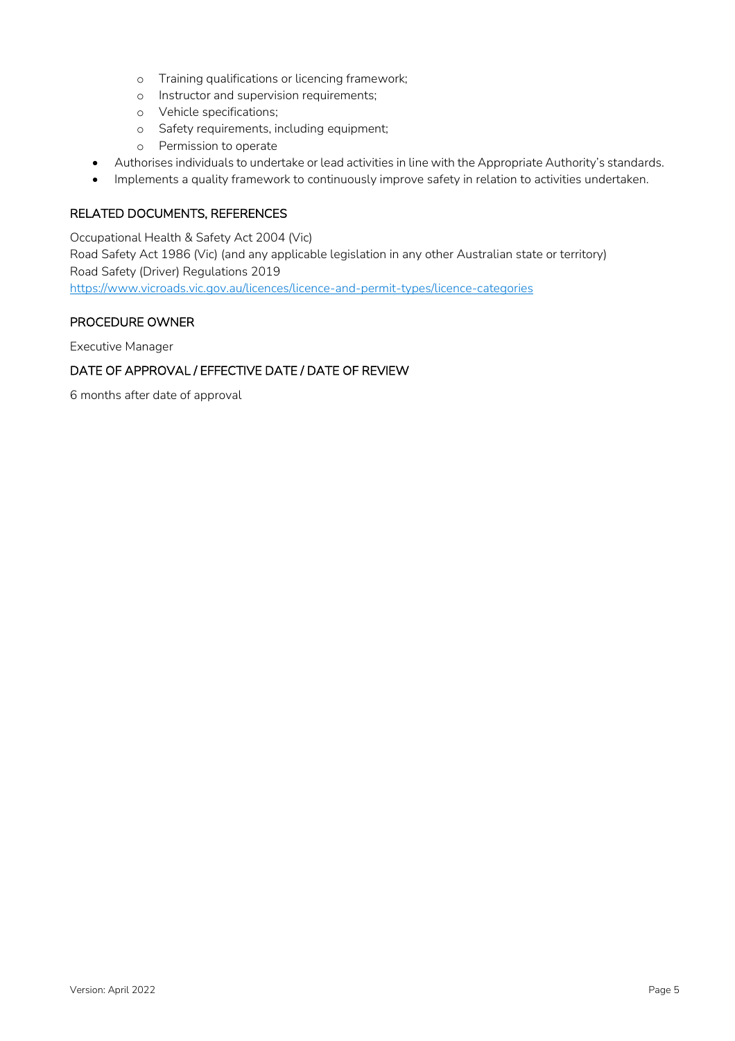- Training qualifications or licencing framework;
  - Instructor and supervision requirements;
  - Vehicle specifications;
  - Safety requirements, including equipment;
  - Permission to operate
- Authorises individuals to undertake or lead activities in line with the Appropriate Authority's standards.
- Implements a quality framework to continuously improve safety in relation to activities undertaken.

## RELATED DOCUMENTS, REFERENCES

Occupational Health & Safety Act 2004 (Vic)
Road Safety Act 1986 (Vic) (and any applicable legislation in any other Australian state or territory)
Road Safety (Driver) Regulations 2019
https://www.vicroads.vic.gov.au/licences/licence-and-permit-types/licence-categories

## PROCEDURE OWNER

Executive Manager

## DATE OF APPROVAL / EFFECTIVE DATE / DATE OF REVIEW

6 months after date of approval